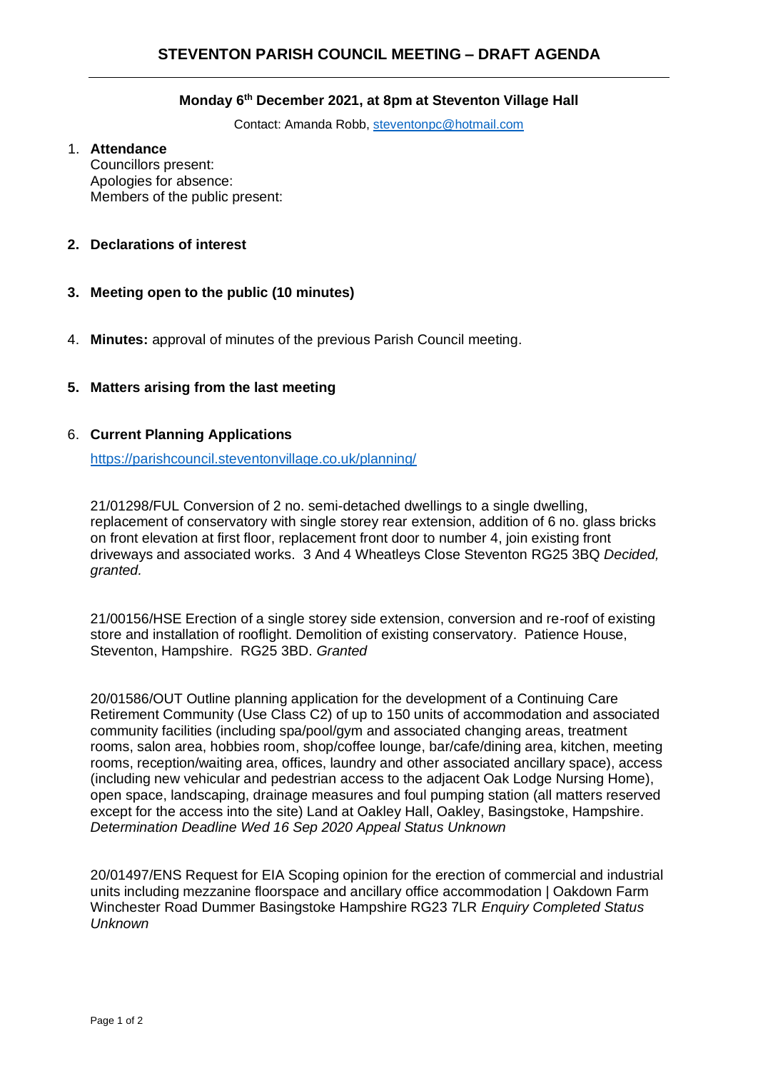# STEVENTON PARISH COUNCIL MEETING – DRAFT AGENDA

**Monday 6th December 2021, at 8pm at Steventon Village Hall**

Contact: Amanda Robb, steventonpc@hotmail.com

1. **Attendance**
   Councillors present:
   Apologies for absence:
   Members of the public present:

2. **Declarations of interest**

3. **Meeting open to the public (10 minutes)**

4. **Minutes:** approval of minutes of the previous Parish Council meeting.

5. **Matters arising from the last meeting**

6. **Current Planning Applications**

   https://parishcouncil.steventonvillage.co.uk/planning/

   21/01298/FUL Conversion of 2 no. semi-detached dwellings to a single dwelling, replacement of conservatory with single storey rear extension, addition of 6 no. glass bricks on front elevation at first floor, replacement front door to number 4, join existing front driveways and associated works. 3 And 4 Wheatleys Close Steventon RG25 3BQ *Decided, granted.*

   21/00156/HSE Erection of a single storey side extension, conversion and re-roof of existing store and installation of rooflight. Demolition of existing conservatory. Patience House, Steventon, Hampshire. RG25 3BD. *Granted*

   20/01586/OUT Outline planning application for the development of a Continuing Care Retirement Community (Use Class C2) of up to 150 units of accommodation and associated community facilities (including spa/pool/gym and associated changing areas, treatment rooms, salon area, hobbies room, shop/coffee lounge, bar/cafe/dining area, kitchen, meeting rooms, reception/waiting area, offices, laundry and other associated ancillary space), access (including new vehicular and pedestrian access to the adjacent Oak Lodge Nursing Home), open space, landscaping, drainage measures and foul pumping station (all matters reserved except for the access into the site) Land at Oakley Hall, Oakley, Basingstoke, Hampshire. *Determination Deadline Wed 16 Sep 2020 Appeal Status Unknown*

   20/01497/ENS Request for EIA Scoping opinion for the erection of commercial and industrial units including mezzanine floorspace and ancillary office accommodation | Oakdown Farm Winchester Road Dummer Basingstoke Hampshire RG23 7LR *Enquiry Completed Status Unknown*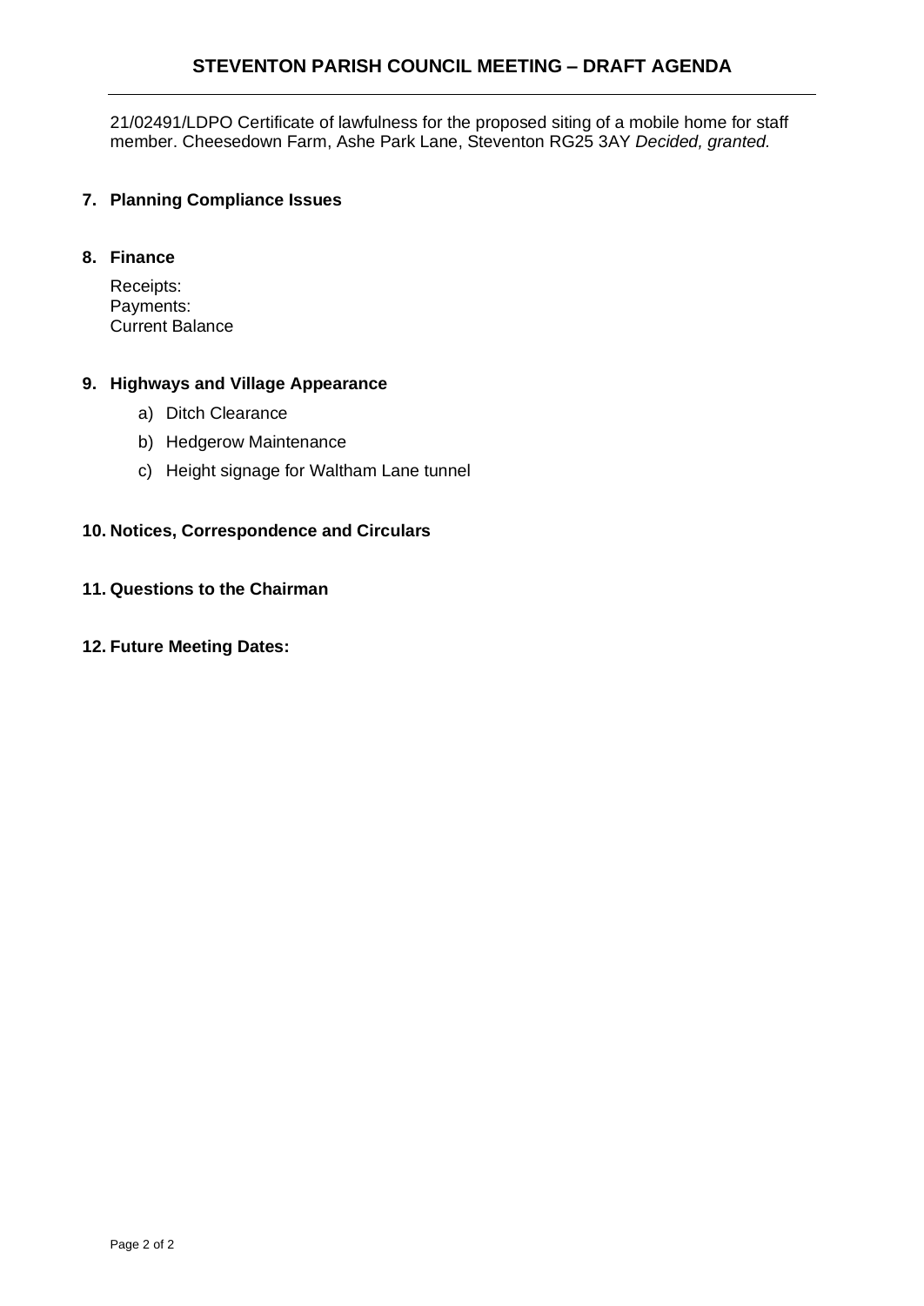21/02491/LDPO Certificate of lawfulness for the proposed siting of a mobile home for staff member. Cheesedown Farm, Ashe Park Lane, Steventon RG25 3AY *Decided, granted.*

**7. Planning Compliance Issues**

**8. Finance**

Receipts:
Payments:
Current Balance

**9. Highways and Village Appearance**

a) Ditch Clearance
b) Hedgerow Maintenance
c) Height signage for Waltham Lane tunnel

**10. Notices, Correspondence and Circulars**

**11. Questions to the Chairman**

**12. Future Meeting Dates:**